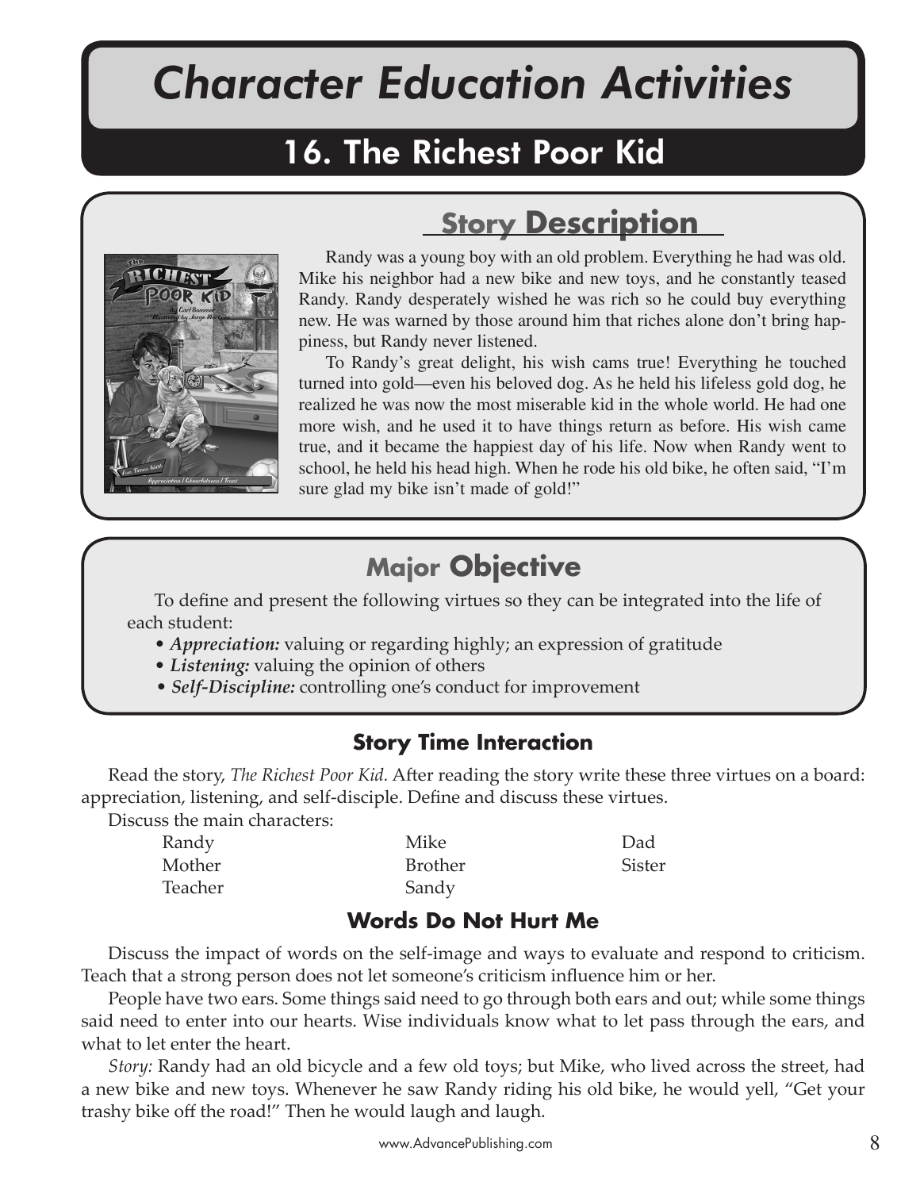# Character Education Activities

## 16. The Richest Poor Kid

### Story Description

Randy was a young boy with an old problem. Everything he had was old. Mike his neighbor had a new bike and new toys, and he constantly teased Randy. Randy desperately wished he was rich so he could buy everything new. He was warned by those around him that riches alone don't bring happiness, but Randy never listened.

To Randy's great delight, his wish cams true! Everything he touched turned into gold—even his beloved dog. As he held his lifeless gold dog, he realized he was now the most miserable kid in the whole world. He had one more wish, and he used it to have things return as before. His wish came true, and it became the happiest day of his life. Now when Randy went to school, he held his head high. When he rode his old bike, he often said, "I'm sure glad my bike isn't made of gold!"

### Major Objective

To define and present the following virtues so they can be integrated into the life of each student:

- ***Appreciation:*** valuing or regarding highly; an expression of gratitude
- ***Listening:*** valuing the opinion of others
- ***Self-Discipline:*** controlling one's conduct for improvement

### Story Time Interaction

Read the story, *The Richest Poor Kid.* After reading the story write these three virtues on a board: appreciation, listening, and self-disciple. Define and discuss these virtues.

Discuss the main characters:

| | | |
|---|---|---|
| Randy | Mike | Dad |
| Mother | Brother | Sister |
| Teacher | Sandy | |

### Words Do Not Hurt Me

Discuss the impact of words on the self-image and ways to evaluate and respond to criticism. Teach that a strong person does not let someone's criticism influence him or her.

People have two ears. Some things said need to go through both ears and out; while some things said need to enter into our hearts. Wise individuals know what to let pass through the ears, and what to let enter the heart.

*Story:* Randy had an old bicycle and a few old toys; but Mike, who lived across the street, had a new bike and new toys. Whenever he saw Randy riding his old bike, he would yell, "Get your trashy bike off the road!" Then he would laugh and laugh.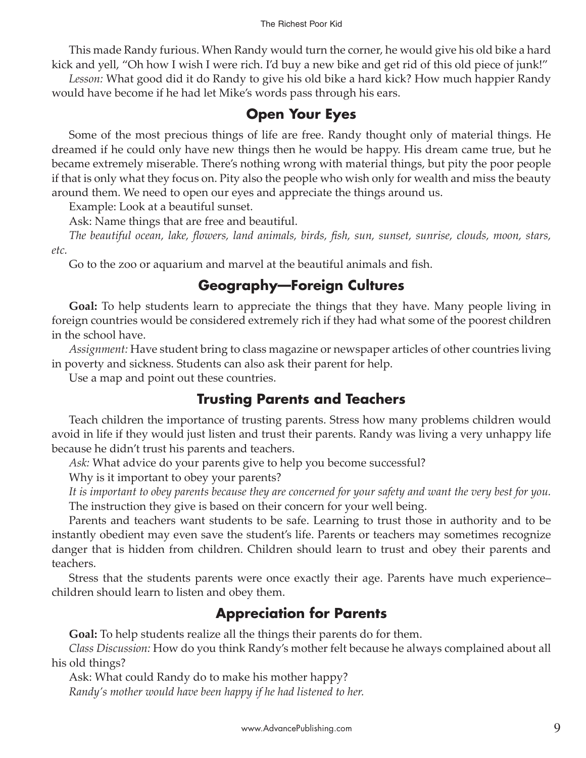This made Randy furious. When Randy would turn the corner, he would give his old bike a hard kick and yell, "Oh how I wish I were rich. I'd buy a new bike and get rid of this old piece of junk!"

*Lesson:* What good did it do Randy to give his old bike a hard kick? How much happier Randy would have become if he had let Mike's words pass through his ears.

## Open Your Eyes

Some of the most precious things of life are free. Randy thought only of material things. He dreamed if he could only have new things then he would be happy. His dream came true, but he became extremely miserable. There's nothing wrong with material things, but pity the poor people if that is only what they focus on. Pity also the people who wish only for wealth and miss the beauty around them. We need to open our eyes and appreciate the things around us.

Example: Look at a beautiful sunset.

Ask: Name things that are free and beautiful.

*The beautiful ocean, lake, flowers, land animals, birds, fish, sun, sunset, sunrise, clouds, moon, stars, etc.*

Go to the zoo or aquarium and marvel at the beautiful animals and fish.

## Geography—Foreign Cultures

**Goal:** To help students learn to appreciate the things that they have. Many people living in foreign countries would be considered extremely rich if they had what some of the poorest children in the school have.

*Assignment:* Have student bring to class magazine or newspaper articles of other countries living in poverty and sickness. Students can also ask their parent for help.

Use a map and point out these countries.

## Trusting Parents and Teachers

Teach children the importance of trusting parents. Stress how many problems children would avoid in life if they would just listen and trust their parents. Randy was living a very unhappy life because he didn't trust his parents and teachers.

*Ask:* What advice do your parents give to help you become successful?

Why is it important to obey your parents?

*It is important to obey parents because they are concerned for your safety and want the very best for you.* The instruction they give is based on their concern for your well being.

Parents and teachers want students to be safe. Learning to trust those in authority and to be instantly obedient may even save the student's life. Parents or teachers may sometimes recognize danger that is hidden from children. Children should learn to trust and obey their parents and teachers.

Stress that the students parents were once exactly their age. Parents have much experience–children should learn to listen and obey them.

## Appreciation for Parents

**Goal:** To help students realize all the things their parents do for them.

*Class Discussion:* How do you think Randy's mother felt because he always complained about all his old things?

Ask: What could Randy do to make his mother happy?

*Randy's mother would have been happy if he had listened to her.*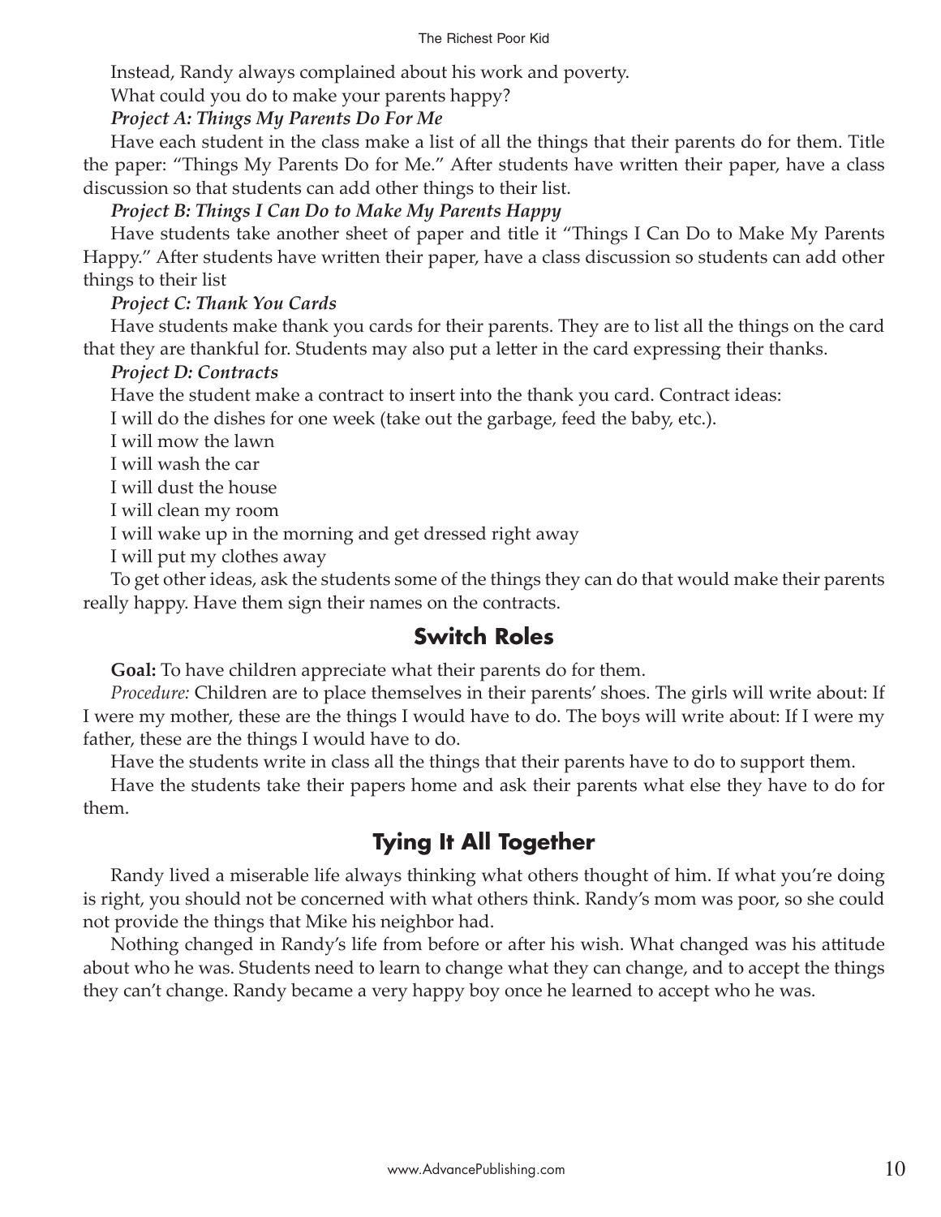Instead, Randy always complained about his work and poverty.

What could you do to make your parents happy?

***Project A: Things My Parents Do For Me***

Have each student in the class make a list of all the things that their parents do for them. Title the paper: "Things My Parents Do for Me." After students have written their paper, have a class discussion so that students can add other things to their list.

***Project B: Things I Can Do to Make My Parents Happy***

Have students take another sheet of paper and title it "Things I Can Do to Make My Parents Happy." After students have written their paper, have a class discussion so students can add other things to their list

***Project C: Thank You Cards***

Have students make thank you cards for their parents. They are to list all the things on the card that they are thankful for. Students may also put a letter in the card expressing their thanks.

***Project D: Contracts***

Have the student make a contract to insert into the thank you card. Contract ideas:

I will do the dishes for one week (take out the garbage, feed the baby, etc.).

I will mow the lawn

I will wash the car

I will dust the house

I will clean my room

I will wake up in the morning and get dressed right away

I will put my clothes away

To get other ideas, ask the students some of the things they can do that would make their parents really happy. Have them sign their names on the contracts.

## Switch Roles

**Goal:** To have children appreciate what their parents do for them.

*Procedure:* Children are to place themselves in their parents' shoes. The girls will write about: If I were my mother, these are the things I would have to do. The boys will write about: If I were my father, these are the things I would have to do.

Have the students write in class all the things that their parents have to do to support them.

Have the students take their papers home and ask their parents what else they have to do for them.

## Tying It All Together

Randy lived a miserable life always thinking what others thought of him. If what you're doing is right, you should not be concerned with what others think. Randy's mom was poor, so she could not provide the things that Mike his neighbor had.

Nothing changed in Randy's life from before or after his wish. What changed was his attitude about who he was. Students need to learn to change what they can change, and to accept the things they can't change. Randy became a very happy boy once he learned to accept who he was.